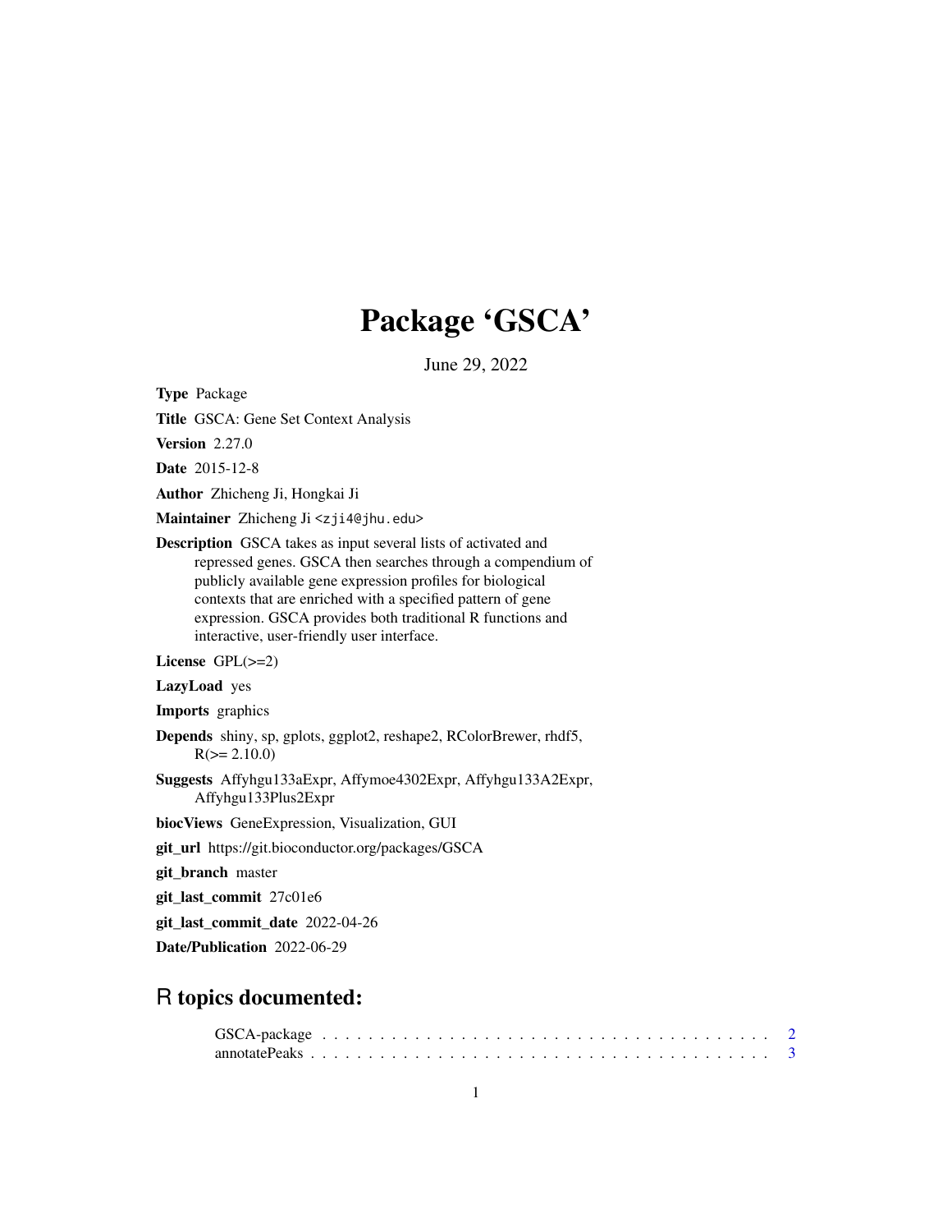# Package 'GSCA'

June 29, 2022

**Type** Package

**Title** GSCA: Gene Set Context Analysis

**Version** 2.27.0

**Date** 2015-12-8

**Author** Zhicheng Ji, Hongkai Ji

**Maintainer** Zhicheng Ji <zji4@jhu.edu>

**Description** GSCA takes as input several lists of activated and repressed genes. GSCA then searches through a compendium of publicly available gene expression profiles for biological contexts that are enriched with a specified pattern of gene expression. GSCA provides both traditional R functions and interactive, user-friendly user interface.

**License** GPL(>=2)

**LazyLoad** yes

**Imports** graphics

**Depends** shiny, sp, gplots, ggplot2, reshape2, RColorBrewer, rhdf5, R(>= 2.10.0)

**Suggests** Affyhgu133aExpr, Affymoe4302Expr, Affyhgu133A2Expr, Affyhgu133Plus2Expr

**biocViews** GeneExpression, Visualization, GUI

**git_url** https://git.bioconductor.org/packages/GSCA

**git_branch** master

**git_last_commit** 27c01e6

**git_last_commit_date** 2022-04-26

**Date/Publication** 2022-06-29

## R topics documented:

GSCA-package . . . . . . . . . . . . . . . . . . . . . . . . . . . . . . . . . . . . . . . 2
annotatePeaks . . . . . . . . . . . . . . . . . . . . . . . . . . . . . . . . . . . . . . . 3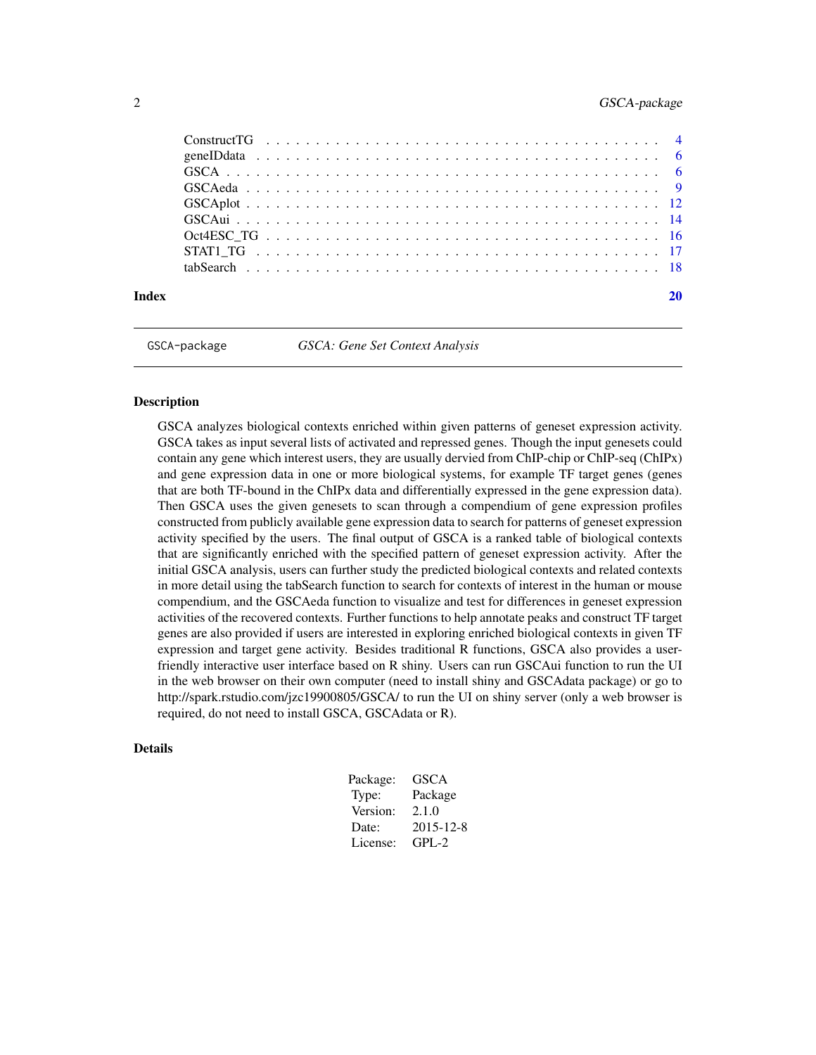| | |
|---|---|
| ConstructTG | 4 |
| geneIDdata | 6 |
| GSCA | 6 |
| GSCAeda | 9 |
| GSCAplot | 12 |
| GSCAui | 14 |
| Oct4ESC_TG | 16 |
| STAT1_TG | 17 |
| tabSearch | 18 |

**Index** 20

---

GSCA-package *GSCA: Gene Set Context Analysis*

---

### Description

GSCA analyzes biological contexts enriched within given patterns of geneset expression activity. GSCA takes as input several lists of activated and repressed genes. Though the input genesets could contain any gene which interest users, they are usually dervied from ChIP-chip or ChIP-seq (ChIPx) and gene expression data in one or more biological systems, for example TF target genes (genes that are both TF-bound in the ChIPx data and differentially expressed in the gene expression data). Then GSCA uses the given genesets to scan through a compendium of gene expression profiles constructed from publicly available gene expression data to search for patterns of geneset expression activity specified by the users. The final output of GSCA is a ranked table of biological contexts that are significantly enriched with the specified pattern of geneset expression activity. After the initial GSCA analysis, users can further study the predicted biological contexts and related contexts in more detail using the tabSearch function to search for contexts of interest in the human or mouse compendium, and the GSCAeda function to visualize and test for differences in geneset expression activities of the recovered contexts. Further functions to help annotate peaks and construct TF target genes are also provided if users are interested in exploring enriched biological contexts in given TF expression and target gene activity. Besides traditional R functions, GSCA also provides a user-friendly interactive user interface based on R shiny. Users can run GSCAui function to run the UI in the web browser on their own computer (need to install shiny and GSCAdata package) or go to http://spark.rstudio.com/jzc19900805/GSCA/ to run the UI on shiny server (only a web browser is required, do not need to install GSCA, GSCAdata or R).

### Details

| | |
|---|---|
| Package: | GSCA |
| Type: | Package |
| Version: | 2.1.0 |
| Date: | 2015-12-8 |
| License: | GPL-2 |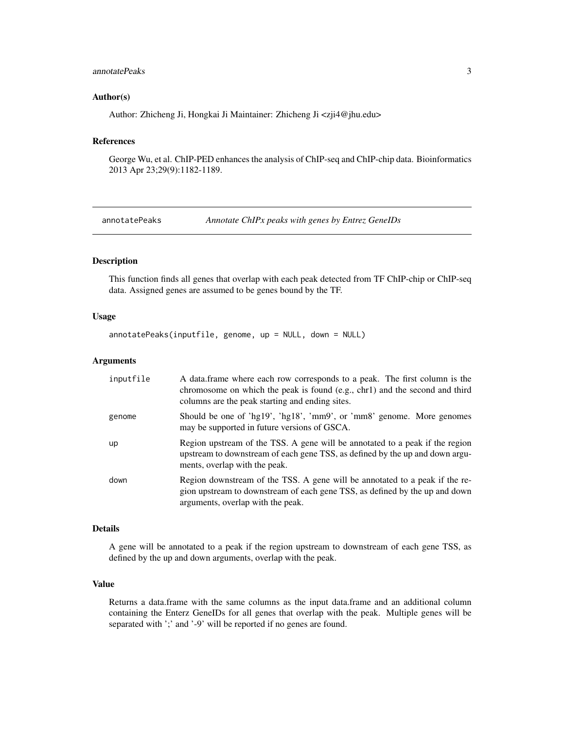### Author(s)

Author: Zhicheng Ji, Hongkai Ji Maintainer: Zhicheng Ji <zji4@jhu.edu>

### References

George Wu, et al. ChIP-PED enhances the analysis of ChIP-seq and ChIP-chip data. Bioinformatics 2013 Apr 23;29(9):1182-1189.

---

## annotatePeaks — *Annotate ChIPx peaks with genes by Entrez GeneIDs*

---

### Description

This function finds all genes that overlap with each peak detected from TF ChIP-chip or ChIP-seq data. Assigned genes are assumed to be genes bound by the TF.

### Usage

```
annotatePeaks(inputfile, genome, up = NULL, down = NULL)
```

### Arguments

| | |
|---|---|
| `inputfile` | A data.frame where each row corresponds to a peak. The first column is the chromosome on which the peak is found (e.g., chr1) and the second and third columns are the peak starting and ending sites. |
| `genome` | Should be one of 'hg19', 'hg18', 'mm9', or 'mm8' genome. More genomes may be supported in future versions of GSCA. |
| `up` | Region upstream of the TSS. A gene will be annotated to a peak if the region upstream to downstream of each gene TSS, as defined by the up and down arguments, overlap with the peak. |
| `down` | Region downstream of the TSS. A gene will be annotated to a peak if the region upstream to downstream of each gene TSS, as defined by the up and down arguments, overlap with the peak. |

### Details

A gene will be annotated to a peak if the region upstream to downstream of each gene TSS, as defined by the up and down arguments, overlap with the peak.

### Value

Returns a data.frame with the same columns as the input data.frame and an additional column containing the Enterz GeneIDs for all genes that overlap with the peak. Multiple genes will be separated with ';' and '-9' will be reported if no genes are found.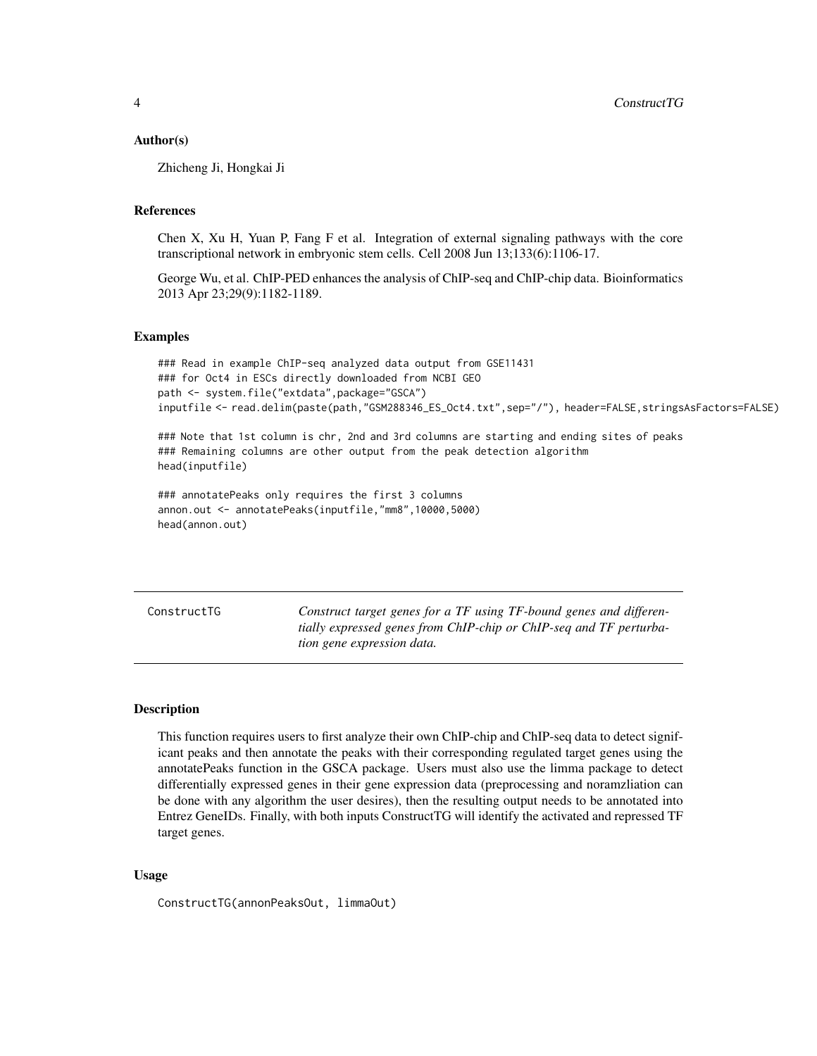### Author(s)

Zhicheng Ji, Hongkai Ji

### References

Chen X, Xu H, Yuan P, Fang F et al. Integration of external signaling pathways with the core transcriptional network in embryonic stem cells. Cell 2008 Jun 13;133(6):1106-17.

George Wu, et al. ChIP-PED enhances the analysis of ChIP-seq and ChIP-chip data. Bioinformatics 2013 Apr 23;29(9):1182-1189.

### Examples

```
### Read in example ChIP-seq analyzed data output from GSE11431
### for Oct4 in ESCs directly downloaded from NCBI GEO
path <- system.file("extdata",package="GSCA")
inputfile <- read.delim(paste(path,"GSM288346_ES_Oct4.txt",sep="/"), header=FALSE,stringsAsFactors=FALSE)

### Note that 1st column is chr, 2nd and 3rd columns are starting and ending sites of peaks
### Remaining columns are other output from the peak detection algorithm
head(inputfile)

### annotatePeaks only requires the first 3 columns
annon.out <- annotatePeaks(inputfile,"mm8",10000,5000)
head(annon.out)
```

---

## ConstructTG

*Construct target genes for a TF using TF-bound genes and differentially expressed genes from ChIP-chip or ChIP-seq and TF perturbation gene expression data.*

---

### Description

This function requires users to first analyze their own ChIP-chip and ChIP-seq data to detect significant peaks and then annotate the peaks with their corresponding regulated target genes using the annotatePeaks function in the GSCA package. Users must also use the limma package to detect differentially expressed genes in their gene expression data (preprocessing and noramzliation can be done with any algorithm the user desires), then the resulting output needs to be annotated into Entrez GeneIDs. Finally, with both inputs ConstructTG will identify the activated and repressed TF target genes.

### Usage

```
ConstructTG(annonPeaksOut, limmaOut)
```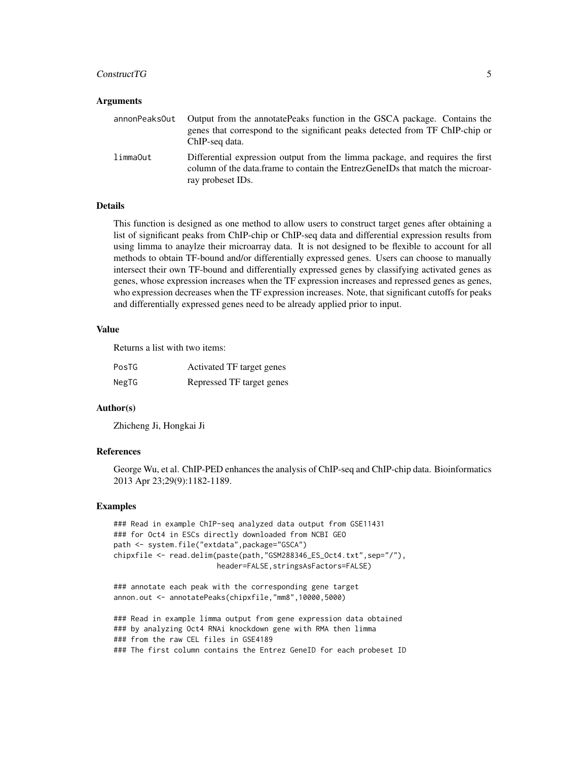### Arguments

annonPeaksOut
: Output from the annotatePeaks function in the GSCA package. Contains the genes that correspond to the significant peaks detected from TF ChIP-chip or ChIP-seq data.

limmaOut
: Differential expression output from the limma package, and requires the first column of the data.frame to contain the EntrezGeneIDs that match the microarray probeset IDs.

### Details

This function is designed as one method to allow users to construct target genes after obtaining a list of significant peaks from ChIP-chip or ChIP-seq data and differential expression results from using limma to anaylze their microarray data. It is not designed to be flexible to account for all methods to obtain TF-bound and/or differentially expressed genes. Users can choose to manually intersect their own TF-bound and differentially expressed genes by classifying activated genes as genes, whose expression increases when the TF expression increases and repressed genes as genes, who expression decreases when the TF expression increases. Note, that significant cutoffs for peaks and differentially expressed genes need to be already applied prior to input.

### Value

Returns a list with two items:

PosTG
: Activated TF target genes

NegTG
: Repressed TF target genes

### Author(s)

Zhicheng Ji, Hongkai Ji

### References

George Wu, et al. ChIP-PED enhances the analysis of ChIP-seq and ChIP-chip data. Bioinformatics 2013 Apr 23;29(9):1182-1189.

### Examples

```
### Read in example ChIP-seq analyzed data output from GSE11431
### for Oct4 in ESCs directly downloaded from NCBI GEO
path <- system.file("extdata",package="GSCA")
chipxfile <- read.delim(paste(path,"GSM288346_ES_Oct4.txt",sep="/"),
                        header=FALSE,stringsAsFactors=FALSE)

### annotate each peak with the corresponding gene target
annon.out <- annotatePeaks(chipxfile,"mm8",10000,5000)

### Read in example limma output from gene expression data obtained
### by analyzing Oct4 RNAi knockdown gene with RMA then limma
### from the raw CEL files in GSE4189
### The first column contains the Entrez GeneID for each probeset ID
```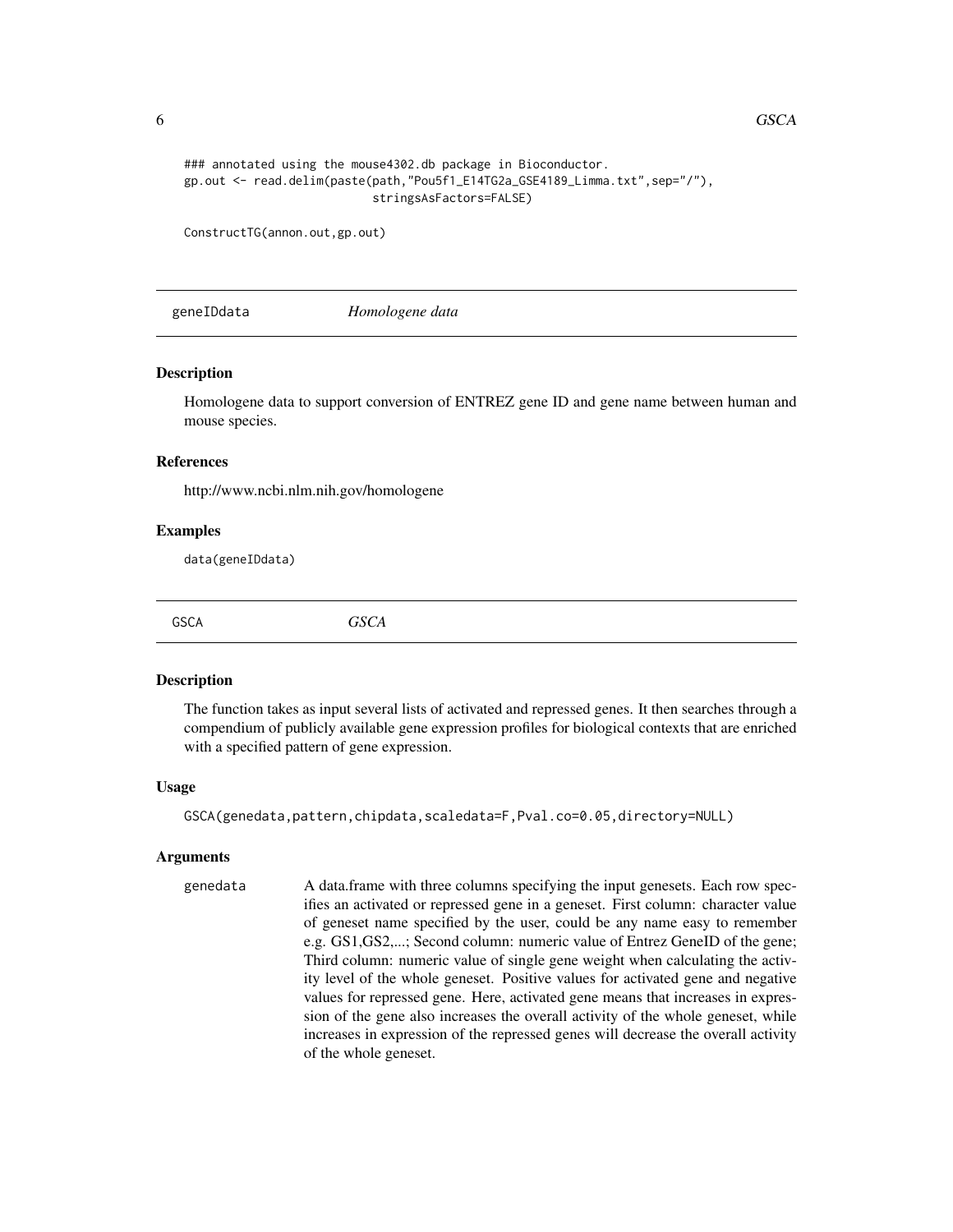```
### annotated using the mouse4302.db package in Bioconductor.
gp.out <- read.delim(paste(path,"Pou5f1_E14TG2a_GSE4189_Limma.txt",sep="/"),
                     stringsAsFactors=FALSE)

ConstructTG(annon.out,gp.out)
```

---

## geneIDdata *Homologene data*

### Description

Homologene data to support conversion of ENTREZ gene ID and gene name between human and mouse species.

### References

http://www.ncbi.nlm.nih.gov/homologene

### Examples

```
data(geneIDdata)
```

---

## GSCA *GSCA*

### Description

The function takes as input several lists of activated and repressed genes. It then searches through a compendium of publicly available gene expression profiles for biological contexts that are enriched with a specified pattern of gene expression.

### Usage

```
GSCA(genedata,pattern,chipdata,scaledata=F,Pval.co=0.05,directory=NULL)
```

### Arguments

genedata — A data.frame with three columns specifying the input genesets. Each row specifies an activated or repressed gene in a geneset. First column: character value of geneset name specified by the user, could be any name easy to remember e.g. GS1,GS2,...; Second column: numeric value of Entrez GeneID of the gene; Third column: numeric value of single gene weight when calculating the activity level of the whole geneset. Positive values for activated gene and negative values for repressed gene. Here, activated gene means that increases in expression of the gene also increases the overall activity of the whole geneset, while increases in expression of the repressed genes will decrease the overall activity of the whole geneset.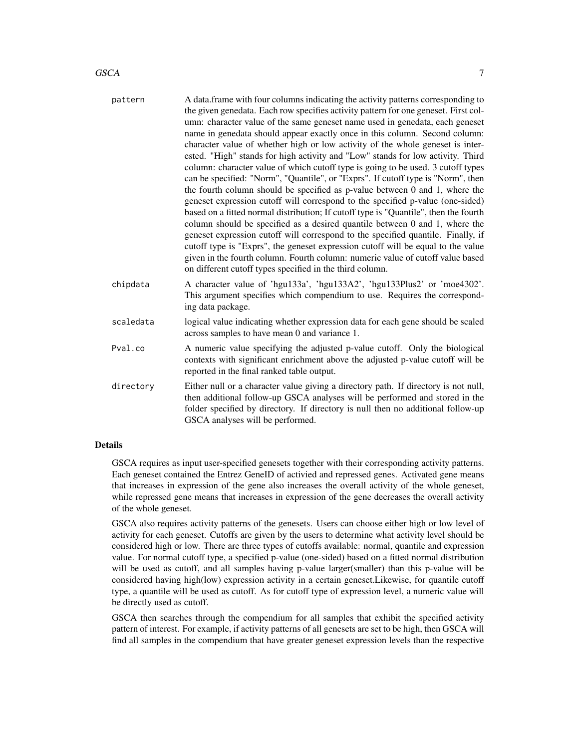pattern
: A data.frame with four columns indicating the activity patterns corresponding to the given genedata. Each row specifies activity pattern for one geneset. First column: character value of the same geneset name used in genedata, each geneset name in genedata should appear exactly once in this column. Second column: character value of whether high or low activity of the whole geneset is interested. "High" stands for high activity and "Low" stands for low activity. Third column: character value of which cutoff type is going to be used. 3 cutoff types can be specified: "Norm", "Quantile", or "Exprs". If cutoff type is "Norm", then the fourth column should be specified as p-value between 0 and 1, where the geneset expression cutoff will correspond to the specified p-value (one-sided) based on a fitted normal distribution; If cutoff type is "Quantile", then the fourth column should be specified as a desired quantile between 0 and 1, where the geneset expression cutoff will correspond to the specified quantile. Finally, if cutoff type is "Exprs", the geneset expression cutoff will be equal to the value given in the fourth column. Fourth column: numeric value of cutoff value based on different cutoff types specified in the third column.

chipdata
: A character value of 'hgu133a', 'hgu133A2', 'hgu133Plus2' or 'moe4302'. This argument specifies which compendium to use. Requires the corresponding data package.

scaledata
: logical value indicating whether expression data for each gene should be scaled across samples to have mean 0 and variance 1.

Pval.co
: A numeric value specifying the adjusted p-value cutoff. Only the biological contexts with significant enrichment above the adjusted p-value cutoff will be reported in the final ranked table output.

directory
: Either null or a character value giving a directory path. If directory is not null, then additional follow-up GSCA analyses will be performed and stored in the folder specified by directory. If directory is null then no additional follow-up GSCA analyses will be performed.

## Details

GSCA requires as input user-specified genesets together with their corresponding activity patterns. Each geneset contained the Entrez GeneID of activied and repressed genes. Activated gene means that increases in expression of the gene also increases the overall activity of the whole geneset, while repressed gene means that increases in expression of the gene decreases the overall activity of the whole geneset.

GSCA also requires activity patterns of the genesets. Users can choose either high or low level of activity for each geneset. Cutoffs are given by the users to determine what activity level should be considered high or low. There are three types of cutoffs available: normal, quantile and expression value. For normal cutoff type, a specified p-value (one-sided) based on a fitted normal distribution will be used as cutoff, and all samples having p-value larger(smaller) than this p-value will be considered having high(low) expression activity in a certain geneset.Likewise, for quantile cutoff type, a quantile will be used as cutoff. As for cutoff type of expression level, a numeric value will be directly used as cutoff.

GSCA then searches through the compendium for all samples that exhibit the specified activity pattern of interest. For example, if activity patterns of all genesets are set to be high, then GSCA will find all samples in the compendium that have greater geneset expression levels than the respective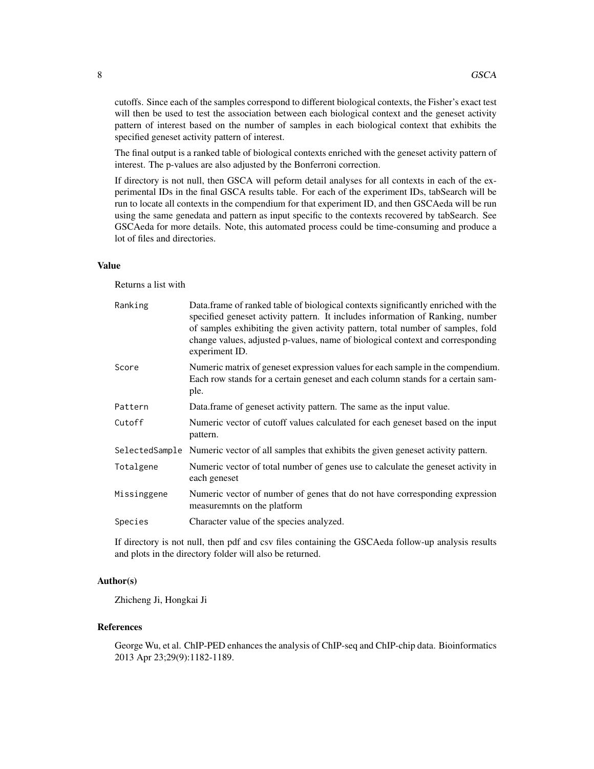cutoffs. Since each of the samples correspond to different biological contexts, the Fisher's exact test will then be used to test the association between each biological context and the geneset activity pattern of interest based on the number of samples in each biological context that exhibits the specified geneset activity pattern of interest.

The final output is a ranked table of biological contexts enriched with the geneset activity pattern of interest. The p-values are also adjusted by the Bonferroni correction.

If directory is not null, then GSCA will peform detail analyses for all contexts in each of the experimental IDs in the final GSCA results table. For each of the experiment IDs, tabSearch will be run to locate all contexts in the compendium for that experiment ID, and then GSCAeda will be run using the same genedata and pattern as input specific to the contexts recovered by tabSearch. See GSCAeda for more details. Note, this automated process could be time-consuming and produce a lot of files and directories.

### Value

Returns a list with

| | |
|---|---|
| `Ranking` | Data.frame of ranked table of biological contexts significantly enriched with the specified geneset activity pattern. It includes information of Ranking, number of samples exhibiting the given activity pattern, total number of samples, fold change values, adjusted p-values, name of biological context and corresponding experiment ID. |
| `Score` | Numeric matrix of geneset expression values for each sample in the compendium. Each row stands for a certain geneset and each column stands for a certain sample. |
| `Pattern` | Data.frame of geneset activity pattern. The same as the input value. |
| `Cutoff` | Numeric vector of cutoff values calculated for each geneset based on the input pattern. |
| `SelectedSample` | Numeric vector of all samples that exhibits the given geneset activity pattern. |
| `Totalgene` | Numeric vector of total number of genes use to calculate the geneset activity in each geneset |
| `Missinggene` | Numeric vector of number of genes that do not have corresponding expression measuremnts on the platform |
| `Species` | Character value of the species analyzed. |

If directory is not null, then pdf and csv files containing the GSCAeda follow-up analysis results and plots in the directory folder will also be returned.

### Author(s)

Zhicheng Ji, Hongkai Ji

### References

George Wu, et al. ChIP-PED enhances the analysis of ChIP-seq and ChIP-chip data. Bioinformatics 2013 Apr 23;29(9):1182-1189.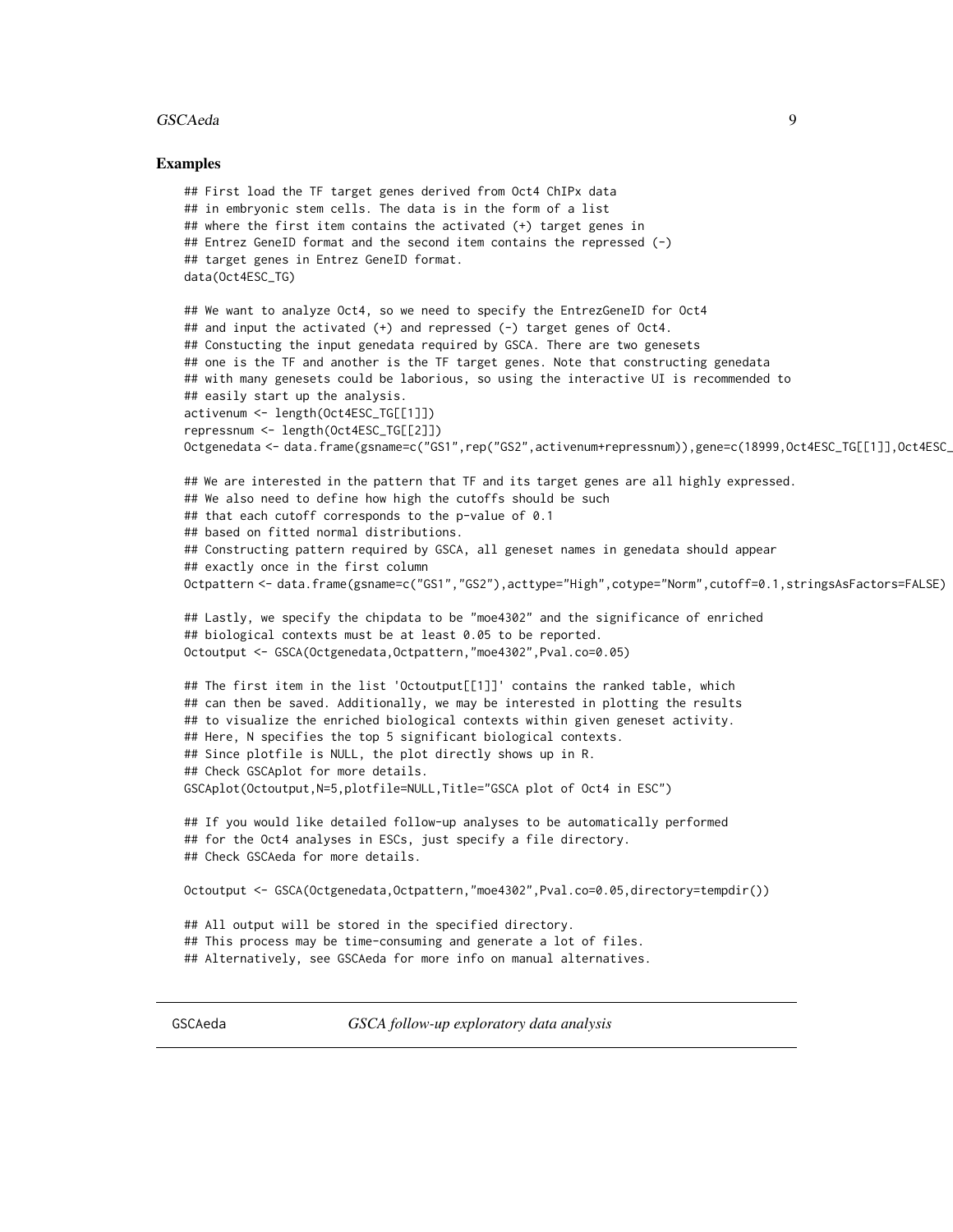### Examples

```
## First load the TF target genes derived from Oct4 ChIPx data
## in embryonic stem cells. The data is in the form of a list
## where the first item contains the activated (+) target genes in
## Entrez GeneID format and the second item contains the repressed (-)
## target genes in Entrez GeneID format.
data(Oct4ESC_TG)

## We want to analyze Oct4, so we need to specify the EntrezGeneID for Oct4
## and input the activated (+) and repressed (-) target genes of Oct4.
## Constucting the input genedata required by GSCA. There are two genesets
## one is the TF and another is the TF target genes. Note that constructing genedata
## with many genesets could be laborious, so using the interactive UI is recommended to
## easily start up the analysis.
activenum <- length(Oct4ESC_TG[[1]])
repressnum <- length(Oct4ESC_TG[[2]])
Octgenedata <- data.frame(gsname=c("GS1",rep("GS2",activenum+repressnum)),gene=c(18999,Oct4ESC_TG[[1]],Oct4ESC_

## We are interested in the pattern that TF and its target genes are all highly expressed.
## We also need to define how high the cutoffs should be such
## that each cutoff corresponds to the p-value of 0.1
## based on fitted normal distributions.
## Constructing pattern required by GSCA, all geneset names in genedata should appear
## exactly once in the first column
Octpattern <- data.frame(gsname=c("GS1","GS2"),acttype="High",cotype="Norm",cutoff=0.1,stringsAsFactors=FALSE)

## Lastly, we specify the chipdata to be "moe4302" and the significance of enriched
## biological contexts must be at least 0.05 to be reported.
Octoutput <- GSCA(Octgenedata,Octpattern,"moe4302",Pval.co=0.05)

## The first item in the list 'Octoutput[[1]]' contains the ranked table, which
## can then be saved. Additionally, we may be interested in plotting the results
## to visualize the enriched biological contexts within given geneset activity.
## Here, N specifies the top 5 significant biological contexts.
## Since plotfile is NULL, the plot directly shows up in R.
## Check GSCAplot for more details.
GSCAplot(Octoutput,N=5,plotfile=NULL,Title="GSCA plot of Oct4 in ESC")

## If you would like detailed follow-up analyses to be automatically performed
## for the Oct4 analyses in ESCs, just specify a file directory.
## Check GSCAeda for more details.

Octoutput <- GSCA(Octgenedata,Octpattern,"moe4302",Pval.co=0.05,directory=tempdir())

## All output will be stored in the specified directory.
## This process may be time-consuming and generate a lot of files.
## Alternatively, see GSCAeda for more info on manual alternatives.
```

---

## GSCAeda — *GSCA follow-up exploratory data analysis*

---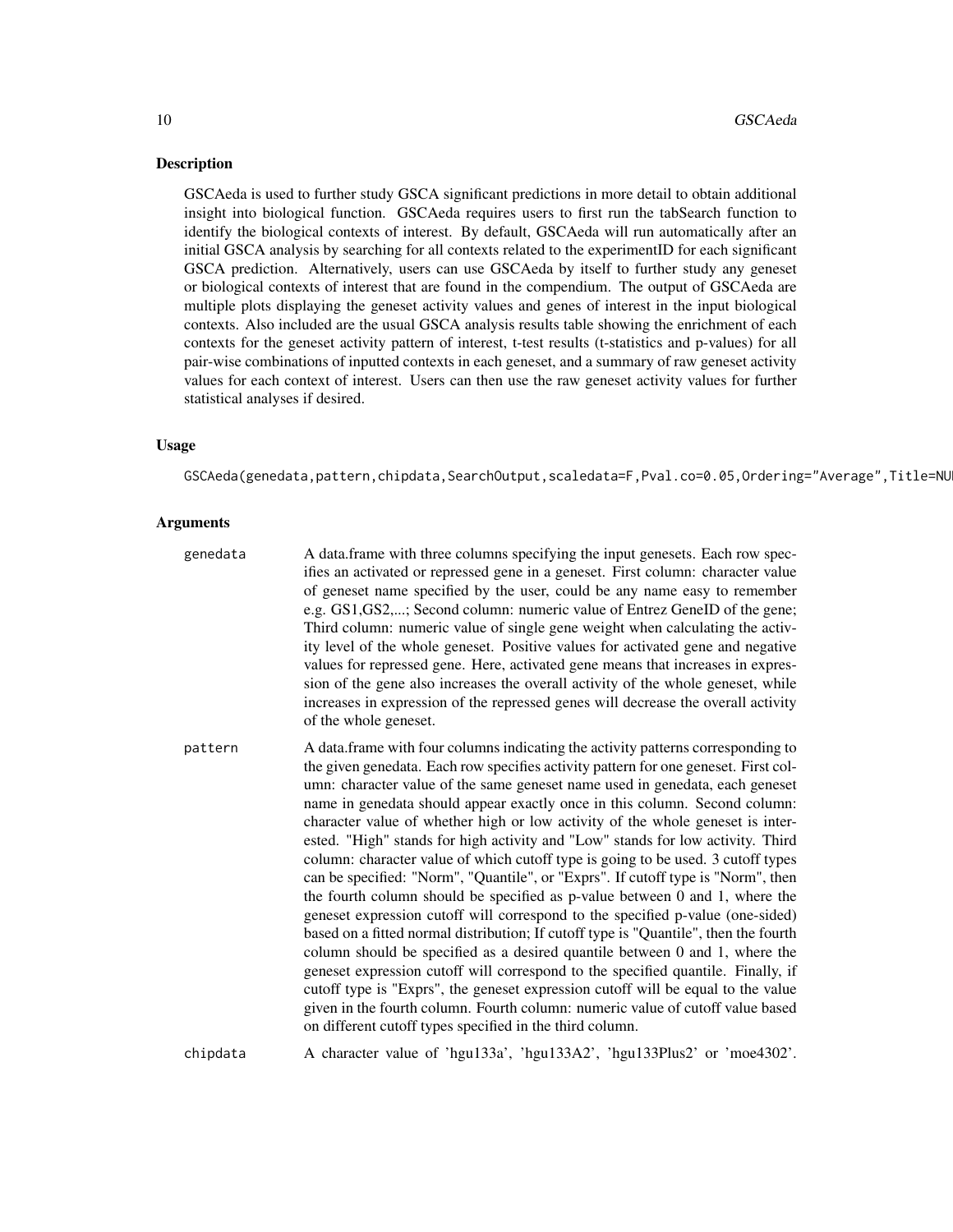## Description

GSCAeda is used to further study GSCA significant predictions in more detail to obtain additional insight into biological function. GSCAeda requires users to first run the tabSearch function to identify the biological contexts of interest. By default, GSCAeda will run automatically after an initial GSCA analysis by searching for all contexts related to the experimentID for each significant GSCA prediction. Alternatively, users can use GSCAeda by itself to further study any geneset or biological contexts of interest that are found in the compendium. The output of GSCAeda are multiple plots displaying the geneset activity values and genes of interest in the input biological contexts. Also included are the usual GSCA analysis results table showing the enrichment of each contexts for the geneset activity pattern of interest, t-test results (t-statistics and p-values) for all pair-wise combinations of inputted contexts in each geneset, and a summary of raw geneset activity values for each context of interest. Users can then use the raw geneset activity values for further statistical analyses if desired.

## Usage

```
GSCAeda(genedata,pattern,chipdata,SearchOutput,scaledata=F,Pval.co=0.05,Ordering="Average",Title=NUL
```

## Arguments

genedata
: A data.frame with three columns specifying the input genesets. Each row specifies an activated or repressed gene in a geneset. First column: character value of geneset name specified by the user, could be any name easy to remember e.g. GS1,GS2,...; Second column: numeric value of Entrez GeneID of the gene; Third column: numeric value of single gene weight when calculating the activity level of the whole geneset. Positive values for activated gene and negative values for repressed gene. Here, activated gene means that increases in expression of the gene also increases the overall activity of the whole geneset, while increases in expression of the repressed genes will decrease the overall activity of the whole geneset.

pattern
: A data.frame with four columns indicating the activity patterns corresponding to the given genedata. Each row specifies activity pattern for one geneset. First column: character value of the same geneset name used in genedata, each geneset name in genedata should appear exactly once in this column. Second column: character value of whether high or low activity of the whole geneset is interested. "High" stands for high activity and "Low" stands for low activity. Third column: character value of which cutoff type is going to be used. 3 cutoff types can be specified: "Norm", "Quantile", or "Exprs". If cutoff type is "Norm", then the fourth column should be specified as p-value between 0 and 1, where the geneset expression cutoff will correspond to the specified p-value (one-sided) based on a fitted normal distribution; If cutoff type is "Quantile", then the fourth column should be specified as a desired quantile between 0 and 1, where the geneset expression cutoff will correspond to the specified quantile. Finally, if cutoff type is "Exprs", the geneset expression cutoff will be equal to the value given in the fourth column. Fourth column: numeric value of cutoff value based on different cutoff types specified in the third column.

chipdata
: A character value of 'hgu133a', 'hgu133A2', 'hgu133Plus2' or 'moe4302'.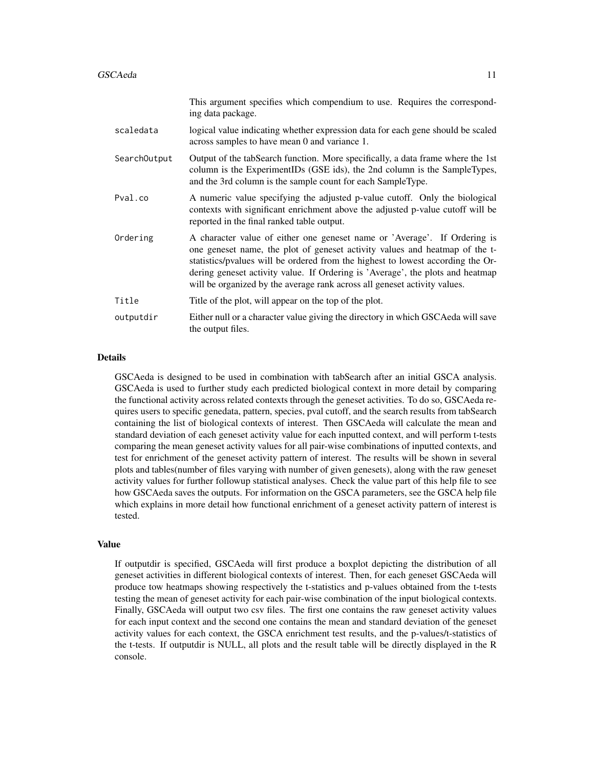| | |
|---|---|
| | This argument specifies which compendium to use. Requires the corresponding data package. |
| scaledata | logical value indicating whether expression data for each gene should be scaled across samples to have mean 0 and variance 1. |
| SearchOutput | Output of the tabSearch function. More specifically, a data frame where the 1st column is the ExperimentIDs (GSE ids), the 2nd column is the SampleTypes, and the 3rd column is the sample count for each SampleType. |
| Pval.co | A numeric value specifying the adjusted p-value cutoff. Only the biological contexts with significant enrichment above the adjusted p-value cutoff will be reported in the final ranked table output. |
| Ordering | A character value of either one geneset name or 'Average'. If Ordering is one geneset name, the plot of geneset activity values and heatmap of the t-statistics/pvalues will be ordered from the highest to lowest according the Ordering geneset activity value. If Ordering is 'Average', the plots and heatmap will be organized by the average rank across all geneset activity values. |
| Title | Title of the plot, will appear on the top of the plot. |
| outputdir | Either null or a character value giving the directory in which GSCAeda will save the output files. |

## Details

GSCAeda is designed to be used in combination with tabSearch after an initial GSCA analysis. GSCAeda is used to further study each predicted biological context in more detail by comparing the functional activity across related contexts through the geneset activities. To do so, GSCAeda requires users to specific genedata, pattern, species, pval cutoff, and the search results from tabSearch containing the list of biological contexts of interest. Then GSCAeda will calculate the mean and standard deviation of each geneset activity value for each inputted context, and will perform t-tests comparing the mean geneset activity values for all pair-wise combinations of inputted contexts, and test for enrichment of the geneset activity pattern of interest. The results will be shown in several plots and tables(number of files varying with number of given genesets), along with the raw geneset activity values for further followup statistical analyses. Check the value part of this help file to see how GSCAeda saves the outputs. For information on the GSCA parameters, see the GSCA help file which explains in more detail how functional enrichment of a geneset activity pattern of interest is tested.

## Value

If outputdir is specified, GSCAeda will first produce a boxplot depicting the distribution of all geneset activities in different biological contexts of interest. Then, for each geneset GSCAeda will produce tow heatmaps showing respectively the t-statistics and p-values obtained from the t-tests testing the mean of geneset activity for each pair-wise combination of the input biological contexts. Finally, GSCAeda will output two csv files. The first one contains the raw geneset activity values for each input context and the second one contains the mean and standard deviation of the geneset activity values for each context, the GSCA enrichment test results, and the p-values/t-statistics of the t-tests. If outputdir is NULL, all plots and the result table will be directly displayed in the R console.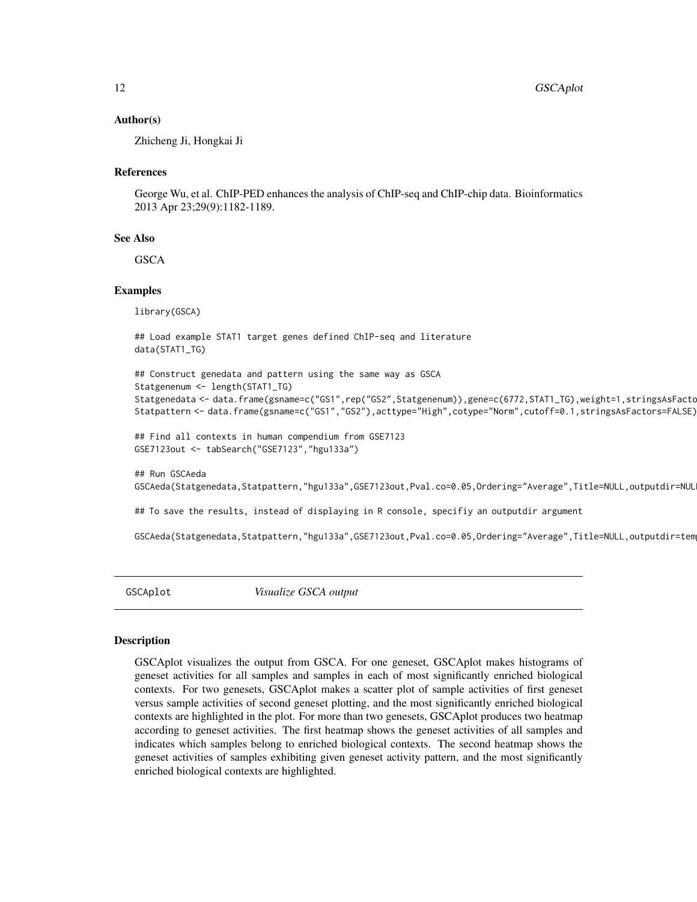## Author(s)

Zhicheng Ji, Hongkai Ji

## References

George Wu, et al. ChIP-PED enhances the analysis of ChIP-seq and ChIP-chip data. Bioinformatics 2013 Apr 23;29(9):1182-1189.

## See Also

GSCA

## Examples

```
library(GSCA)

## Load example STAT1 target genes defined ChIP-seq and literature
data(STAT1_TG)

## Construct genedata and pattern using the same way as GSCA
Statgenenum <- length(STAT1_TG)
Statgenedata <- data.frame(gsname=c("GS1",rep("GS2",Statgenenum)),gene=c(6772,STAT1_TG),weight=1,stringsAsFacto
Statpattern <- data.frame(gsname=c("GS1","GS2"),acttype="High",cotype="Norm",cutoff=0.1,stringsAsFactors=FALSE)

## Find all contexts in human compendium from GSE7123
GSE7123out <- tabSearch("GSE7123","hgu133a")

## Run GSCAeda
GSCAeda(Statgenedata,Statpattern,"hgu133a",GSE7123out,Pval.co=0.05,Ordering="Average",Title=NULL,outputdir=NUL

## To save the results, instead of displaying in R console, specifiy an outputdir argument

GSCAeda(Statgenedata,Statpattern,"hgu133a",GSE7123out,Pval.co=0.05,Ordering="Average",Title=NULL,outputdir=tem
```

---

# GSCAplot *Visualize GSCA output*

---

## Description

GSCAplot visualizes the output from GSCA. For one geneset, GSCAplot makes histograms of geneset activities for all samples and samples in each of most significantly enriched biological contexts. For two genesets, GSCAplot makes a scatter plot of sample activities of first geneset versus sample activities of second geneset plotting, and the most significantly enriched biological contexts are highlighted in the plot. For more than two genesets, GSCAplot produces two heatmap according to geneset activities. The first heatmap shows the geneset activities of all samples and indicates which samples belong to enriched biological contexts. The second heatmap shows the geneset activities of samples exhibiting given geneset activity pattern, and the most significantly enriched biological contexts are highlighted.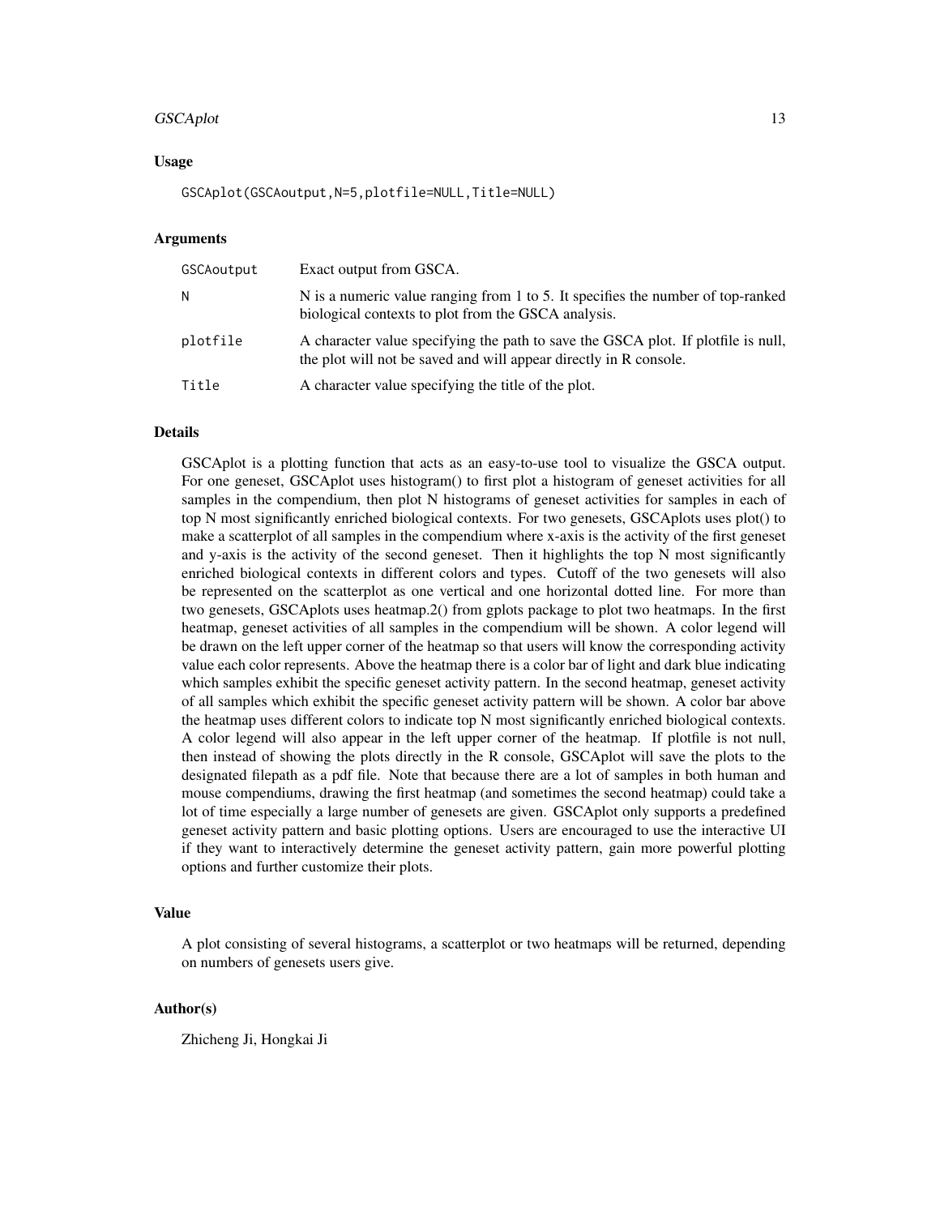### Usage

```
GSCAplot(GSCAoutput,N=5,plotfile=NULL,Title=NULL)
```

### Arguments

| | |
|---|---|
| `GSCAoutput` | Exact output from GSCA. |
| `N` | N is a numeric value ranging from 1 to 5. It specifies the number of top-ranked biological contexts to plot from the GSCA analysis. |
| `plotfile` | A character value specifying the path to save the GSCA plot. If plotfile is null, the plot will not be saved and will appear directly in R console. |
| `Title` | A character value specifying the title of the plot. |

### Details

GSCAplot is a plotting function that acts as an easy-to-use tool to visualize the GSCA output. For one geneset, GSCAplot uses histogram() to first plot a histogram of geneset activities for all samples in the compendium, then plot N histograms of geneset activities for samples in each of top N most significantly enriched biological contexts. For two genesets, GSCAplots uses plot() to make a scatterplot of all samples in the compendium where x-axis is the activity of the first geneset and y-axis is the activity of the second geneset. Then it highlights the top N most significantly enriched biological contexts in different colors and types. Cutoff of the two genesets will also be represented on the scatterplot as one vertical and one horizontal dotted line. For more than two genesets, GSCAplots uses heatmap.2() from gplots package to plot two heatmaps. In the first heatmap, geneset activities of all samples in the compendium will be shown. A color legend will be drawn on the left upper corner of the heatmap so that users will know the corresponding activity value each color represents. Above the heatmap there is a color bar of light and dark blue indicating which samples exhibit the specific geneset activity pattern. In the second heatmap, geneset activity of all samples which exhibit the specific geneset activity pattern will be shown. A color bar above the heatmap uses different colors to indicate top N most significantly enriched biological contexts. A color legend will also appear in the left upper corner of the heatmap. If plotfile is not null, then instead of showing the plots directly in the R console, GSCAplot will save the plots to the designated filepath as a pdf file. Note that because there are a lot of samples in both human and mouse compendiums, drawing the first heatmap (and sometimes the second heatmap) could take a lot of time especially a large number of genesets are given. GSCAplot only supports a predefined geneset activity pattern and basic plotting options. Users are encouraged to use the interactive UI if they want to interactively determine the geneset activity pattern, gain more powerful plotting options and further customize their plots.

### Value

A plot consisting of several histograms, a scatterplot or two heatmaps will be returned, depending on numbers of genesets users give.

### Author(s)

Zhicheng Ji, Hongkai Ji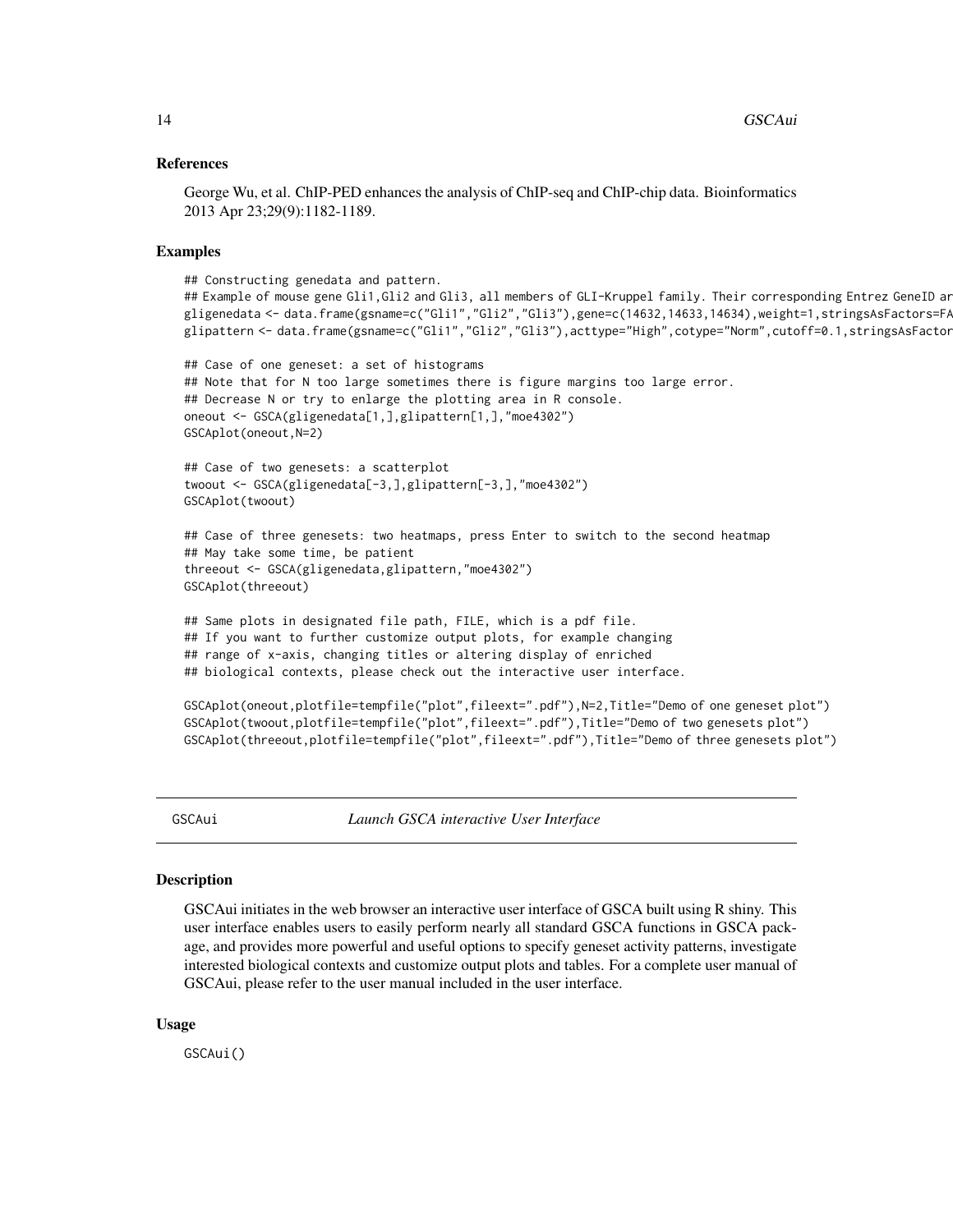### References

George Wu, et al. ChIP-PED enhances the analysis of ChIP-seq and ChIP-chip data. Bioinformatics 2013 Apr 23;29(9):1182-1189.

### Examples

```
## Constructing genedata and pattern.
## Example of mouse gene Gli1,Gli2 and Gli3, all members of GLI-Kruppel family. Their corresponding Entrez GeneID ar
gligenedata <- data.frame(gsname=c("Gli1","Gli2","Gli3"),gene=c(14632,14633,14634),weight=1,stringsAsFactors=FA
glipattern <- data.frame(gsname=c("Gli1","Gli2","Gli3"),acttype="High",cotype="Norm",cutoff=0.1,stringsAsFactor

## Case of one geneset: a set of histograms
## Note that for N too large sometimes there is figure margins too large error.
## Decrease N or try to enlarge the plotting area in R console.
oneout <- GSCA(gligenedata[1,],glipattern[1,],"moe4302")
GSCAplot(oneout,N=2)

## Case of two genesets: a scatterplot
twoout <- GSCA(gligenedata[-3,],glipattern[-3,],"moe4302")
GSCAplot(twoout)

## Case of three genesets: two heatmaps, press Enter to switch to the second heatmap
## May take some time, be patient
threeout <- GSCA(gligenedata,glipattern,"moe4302")
GSCAplot(threeout)

## Same plots in designated file path, FILE, which is a pdf file.
## If you want to further customize output plots, for example changing
## range of x-axis, changing titles or altering display of enriched
## biological contexts, please check out the interactive user interface.

GSCAplot(oneout,plotfile=tempfile("plot",fileext=".pdf"),N=2,Title="Demo of one geneset plot")
GSCAplot(twoout,plotfile=tempfile("plot",fileext=".pdf"),Title="Demo of two genesets plot")
GSCAplot(threeout,plotfile=tempfile("plot",fileext=".pdf"),Title="Demo of three genesets plot")
```

---

## GSCAui — *Launch GSCA interactive User Interface*

### Description

GSCAui initiates in the web browser an interactive user interface of GSCA built using R shiny. This user interface enables users to easily perform nearly all standard GSCA functions in GSCA package, and provides more powerful and useful options to specify geneset activity patterns, investigate interested biological contexts and customize output plots and tables. For a complete user manual of GSCAui, please refer to the user manual included in the user interface.

### Usage

```
GSCAui()
```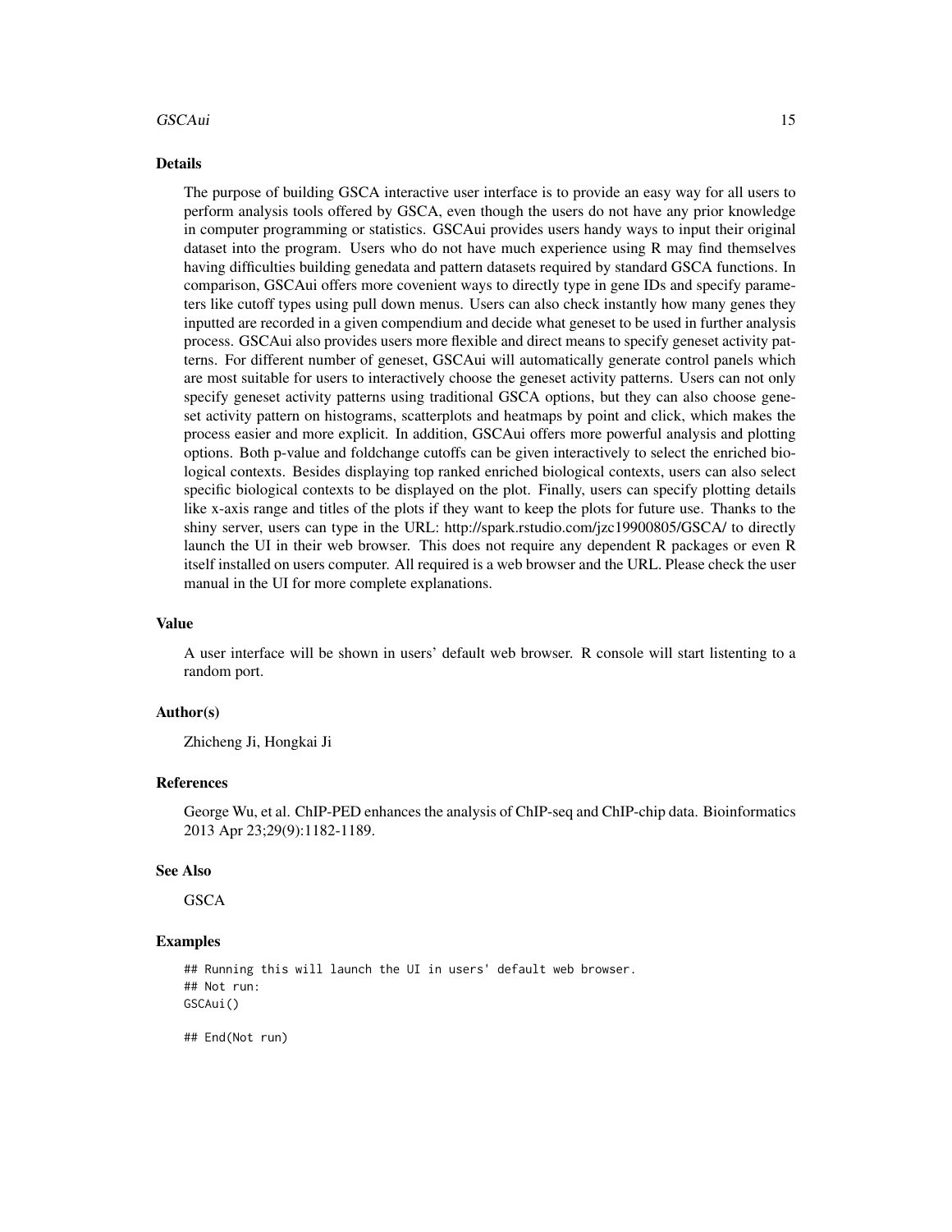### Details

The purpose of building GSCA interactive user interface is to provide an easy way for all users to perform analysis tools offered by GSCA, even though the users do not have any prior knowledge in computer programming or statistics. GSCAui provides users handy ways to input their original dataset into the program. Users who do not have much experience using R may find themselves having difficulties building genedata and pattern datasets required by standard GSCA functions. In comparison, GSCAui offers more covenient ways to directly type in gene IDs and specify parameters like cutoff types using pull down menus. Users can also check instantly how many genes they inputted are recorded in a given compendium and decide what geneset to be used in further analysis process. GSCAui also provides users more flexible and direct means to specify geneset activity patterns. For different number of geneset, GSCAui will automatically generate control panels which are most suitable for users to interactively choose the geneset activity patterns. Users can not only specify geneset activity patterns using traditional GSCA options, but they can also choose geneset activity pattern on histograms, scatterplots and heatmaps by point and click, which makes the process easier and more explicit. In addition, GSCAui offers more powerful analysis and plotting options. Both p-value and foldchange cutoffs can be given interactively to select the enriched biological contexts. Besides displaying top ranked enriched biological contexts, users can also select specific biological contexts to be displayed on the plot. Finally, users can specify plotting details like x-axis range and titles of the plots if they want to keep the plots for future use. Thanks to the shiny server, users can type in the URL: http://spark.rstudio.com/jzc19900805/GSCA/ to directly launch the UI in their web browser. This does not require any dependent R packages or even R itself installed on users computer. All required is a web browser and the URL. Please check the user manual in the UI for more complete explanations.

### Value

A user interface will be shown in users' default web browser. R console will start listenting to a random port.

### Author(s)

Zhicheng Ji, Hongkai Ji

### References

George Wu, et al. ChIP-PED enhances the analysis of ChIP-seq and ChIP-chip data. Bioinformatics 2013 Apr 23;29(9):1182-1189.

### See Also

GSCA

### Examples

```
## Running this will launch the UI in users' default web browser.
## Not run:
GSCAui()

## End(Not run)
```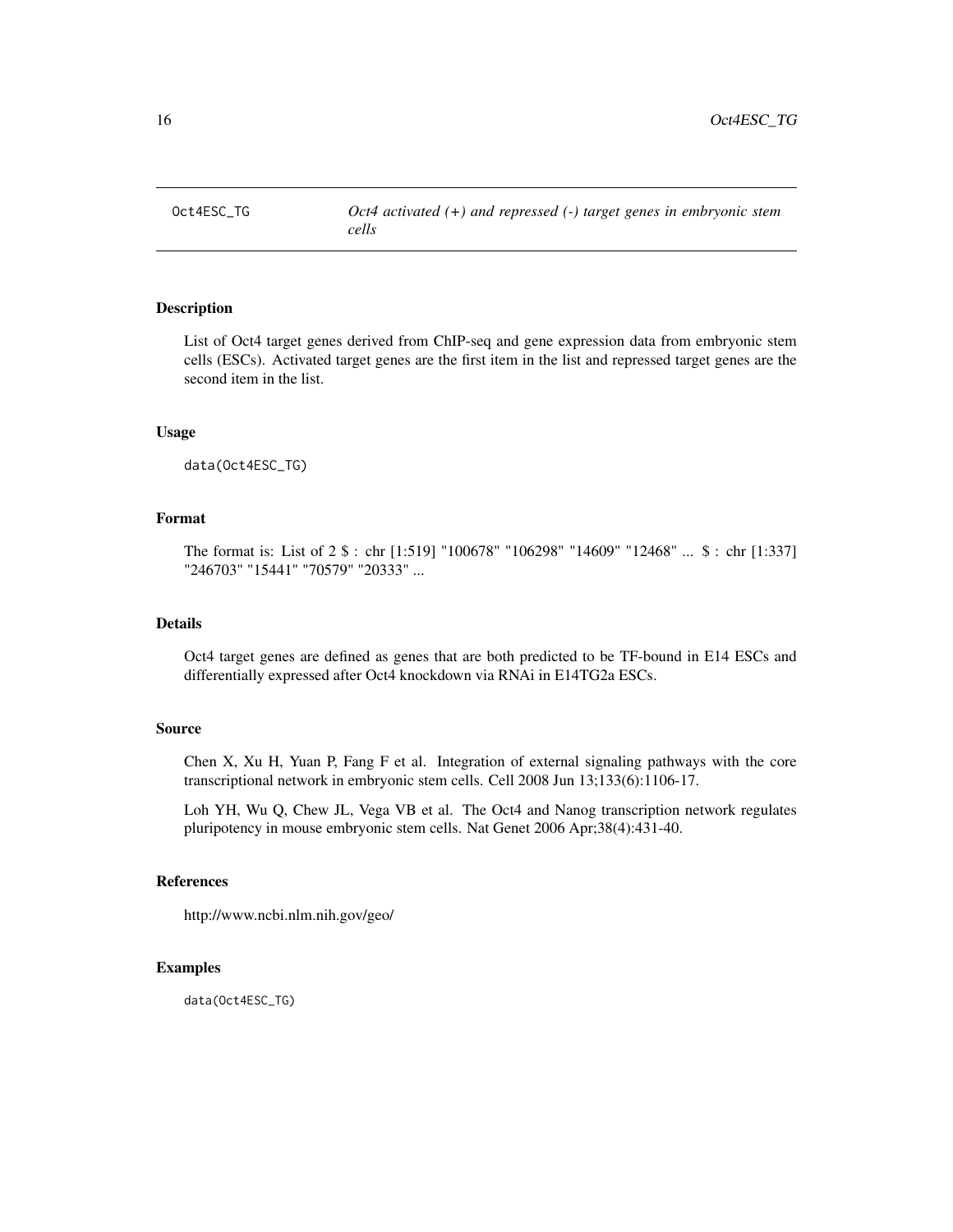Oct4ESC_TG *Oct4 activated (+) and repressed (-) target genes in embryonic stem cells*

## Description

List of Oct4 target genes derived from ChIP-seq and gene expression data from embryonic stem cells (ESCs). Activated target genes are the first item in the list and repressed target genes are the second item in the list.

## Usage

```
data(Oct4ESC_TG)
```

## Format

The format is: List of 2 $ : chr [1:519] "100678" "106298" "14609" "12468" ... $ : chr [1:337] "246703" "15441" "70579" "20333" ...

## Details

Oct4 target genes are defined as genes that are both predicted to be TF-bound in E14 ESCs and differentially expressed after Oct4 knockdown via RNAi in E14TG2a ESCs.

## Source

Chen X, Xu H, Yuan P, Fang F et al. Integration of external signaling pathways with the core transcriptional network in embryonic stem cells. Cell 2008 Jun 13;133(6):1106-17.

Loh YH, Wu Q, Chew JL, Vega VB et al. The Oct4 and Nanog transcription network regulates pluripotency in mouse embryonic stem cells. Nat Genet 2006 Apr;38(4):431-40.

## References

http://www.ncbi.nlm.nih.gov/geo/

## Examples

```
data(Oct4ESC_TG)
```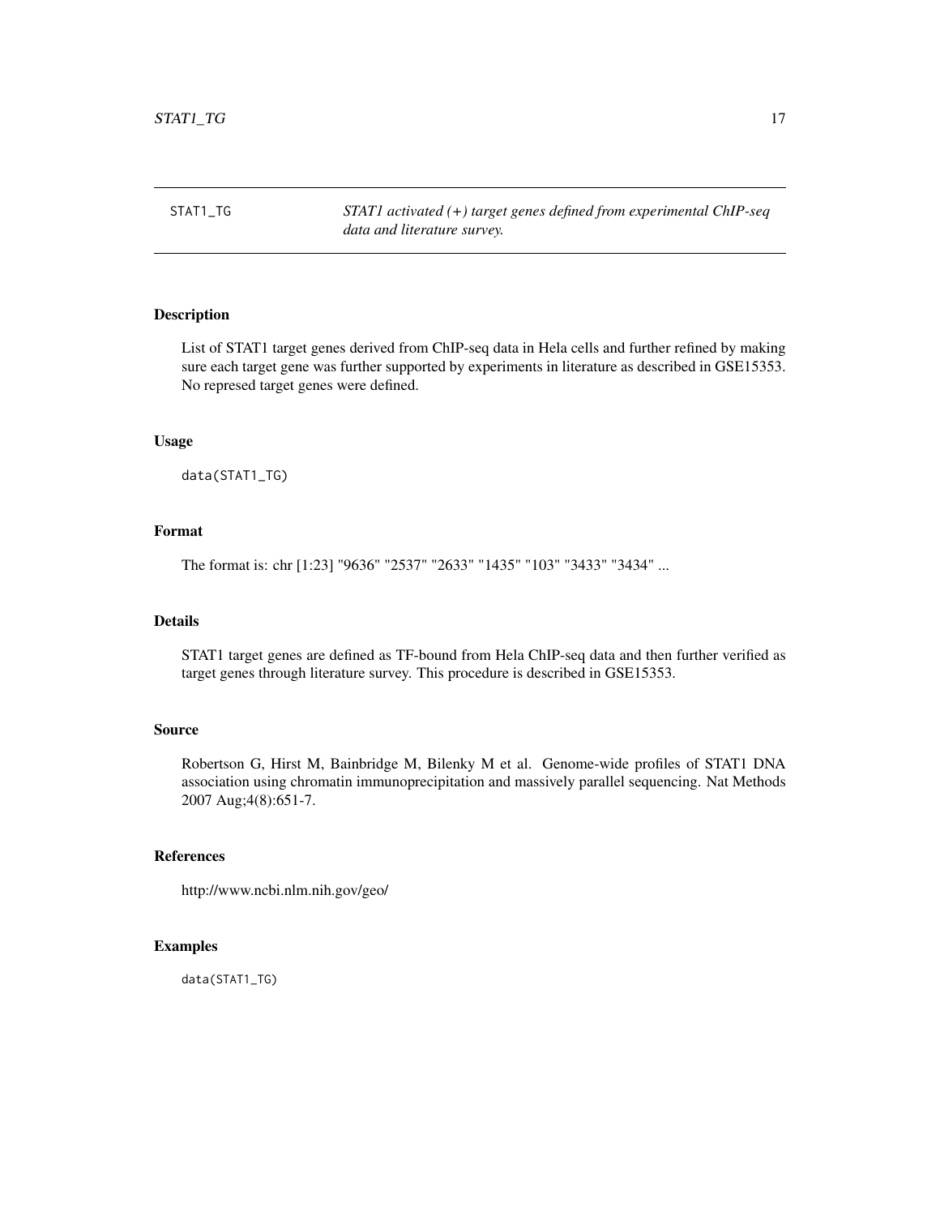STAT1_TG *STAT1 activated (+) target genes defined from experimental ChIP-seq data and literature survey.*

## Description

List of STAT1 target genes derived from ChIP-seq data in Hela cells and further refined by making sure each target gene was further supported by experiments in literature as described in GSE15353. No represed target genes were defined.

## Usage

```
data(STAT1_TG)
```

## Format

The format is: chr [1:23] "9636" "2537" "2633" "1435" "103" "3433" "3434" ...

## Details

STAT1 target genes are defined as TF-bound from Hela ChIP-seq data and then further verified as target genes through literature survey. This procedure is described in GSE15353.

## Source

Robertson G, Hirst M, Bainbridge M, Bilenky M et al. Genome-wide profiles of STAT1 DNA association using chromatin immunoprecipitation and massively parallel sequencing. Nat Methods 2007 Aug;4(8):651-7.

## References

http://www.ncbi.nlm.nih.gov/geo/

## Examples

```
data(STAT1_TG)
```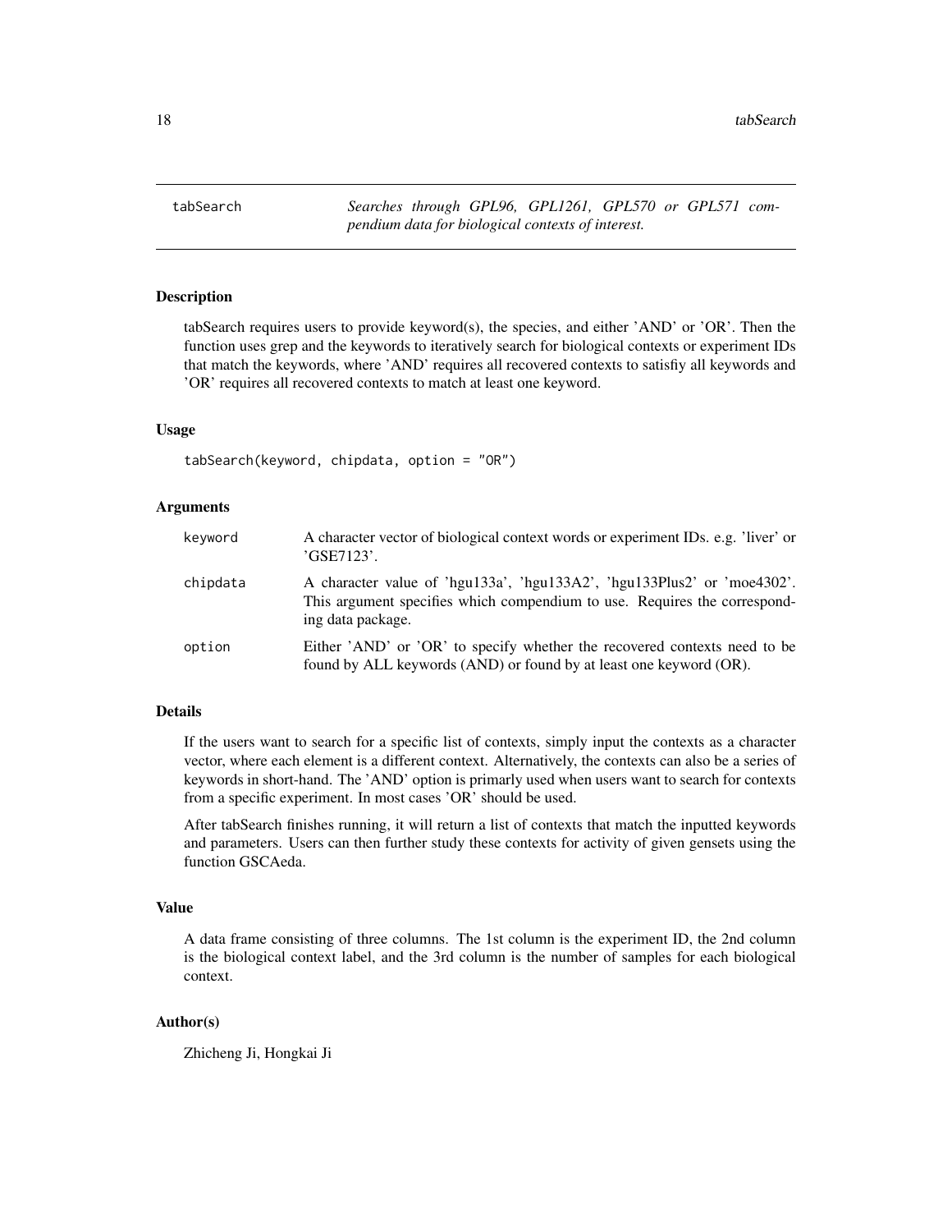## tabSearch

*Searches through GPL96, GPL1261, GPL570 or GPL571 compendium data for biological contexts of interest.*

### Description

tabSearch requires users to provide keyword(s), the species, and either 'AND' or 'OR'. Then the function uses grep and the keywords to iteratively search for biological contexts or experiment IDs that match the keywords, where 'AND' requires all recovered contexts to satisfiy all keywords and 'OR' requires all recovered contexts to match at least one keyword.

### Usage

```
tabSearch(keyword, chipdata, option = "OR")
```

### Arguments

| | |
|---|---|
| keyword | A character vector of biological context words or experiment IDs. e.g. 'liver' or 'GSE7123'. |
| chipdata | A character value of 'hgu133a', 'hgu133A2', 'hgu133Plus2' or 'moe4302'. This argument specifies which compendium to use. Requires the corresponding data package. |
| option | Either 'AND' or 'OR' to specify whether the recovered contexts need to be found by ALL keywords (AND) or found by at least one keyword (OR). |

### Details

If the users want to search for a specific list of contexts, simply input the contexts as a character vector, where each element is a different context. Alternatively, the contexts can also be a series of keywords in short-hand. The 'AND' option is primarly used when users want to search for contexts from a specific experiment. In most cases 'OR' should be used.

After tabSearch finishes running, it will return a list of contexts that match the inputted keywords and parameters. Users can then further study these contexts for activity of given gensets using the function GSCAeda.

### Value

A data frame consisting of three columns. The 1st column is the experiment ID, the 2nd column is the biological context label, and the 3rd column is the number of samples for each biological context.

### Author(s)

Zhicheng Ji, Hongkai Ji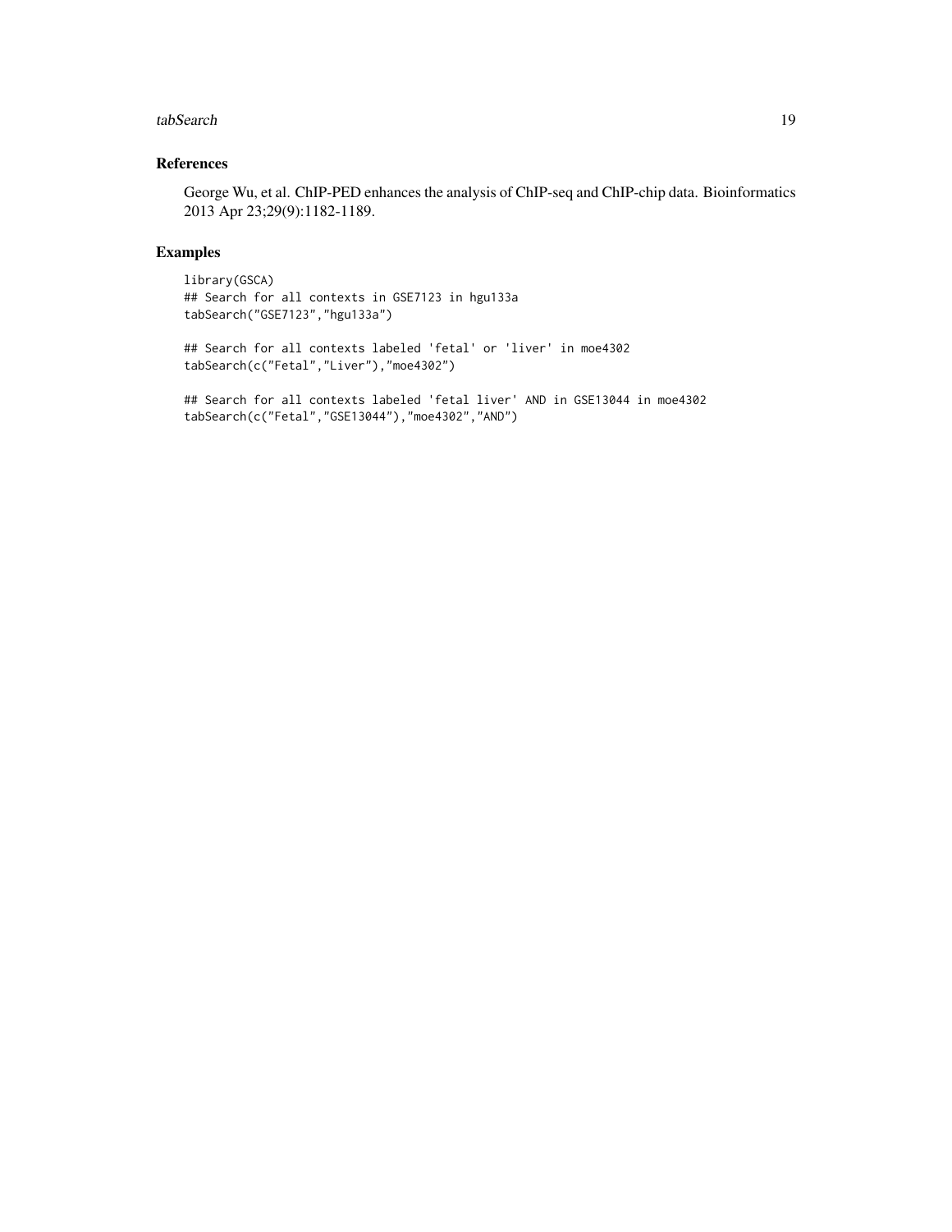## References

George Wu, et al. ChIP-PED enhances the analysis of ChIP-seq and ChIP-chip data. Bioinformatics 2013 Apr 23;29(9):1182-1189.

## Examples

```
library(GSCA)
## Search for all contexts in GSE7123 in hgu133a
tabSearch("GSE7123","hgu133a")

## Search for all contexts labeled 'fetal' or 'liver' in moe4302
tabSearch(c("Fetal","Liver"),"moe4302")

## Search for all contexts labeled 'fetal liver' AND in GSE13044 in moe4302
tabSearch(c("Fetal","GSE13044"),"moe4302","AND")
```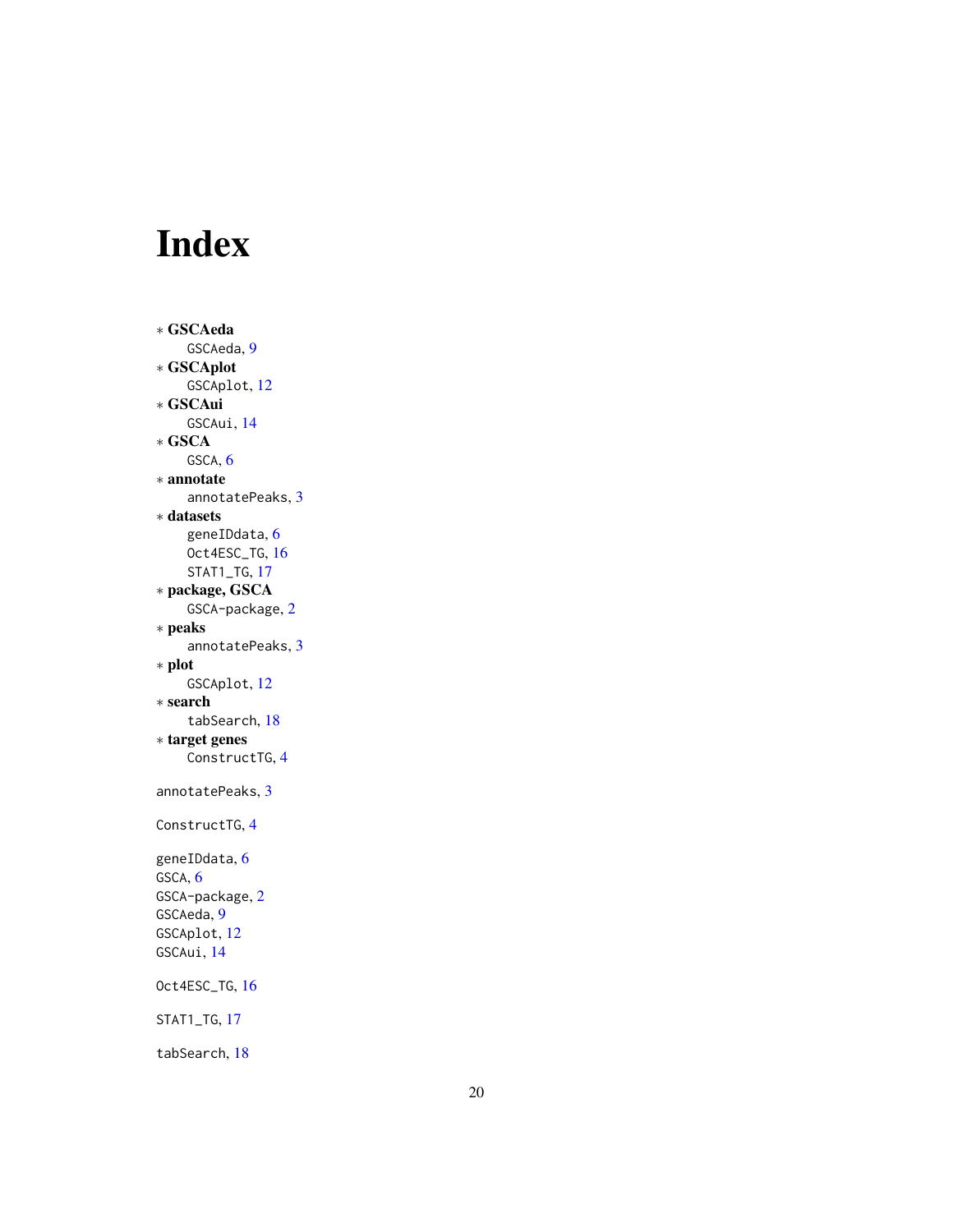# Index

∗ **GSCAeda**
    GSCAeda, 9
∗ **GSCAplot**
    GSCAplot, 12
∗ **GSCAui**
    GSCAui, 14
∗ **GSCA**
    GSCA, 6
∗ **annotate**
    annotatePeaks, 3
∗ **datasets**
    geneIDdata, 6
    Oct4ESC_TG, 16
    STAT1_TG, 17
∗ **package, GSCA**
    GSCA-package, 2
∗ **peaks**
    annotatePeaks, 3
∗ **plot**
    GSCAplot, 12
∗ **search**
    tabSearch, 18
∗ **target genes**
    ConstructTG, 4

annotatePeaks, 3

ConstructTG, 4

geneIDdata, 6
GSCA, 6
GSCA-package, 2
GSCAeda, 9
GSCAplot, 12
GSCAui, 14

Oct4ESC_TG, 16

STAT1_TG, 17

tabSearch, 18